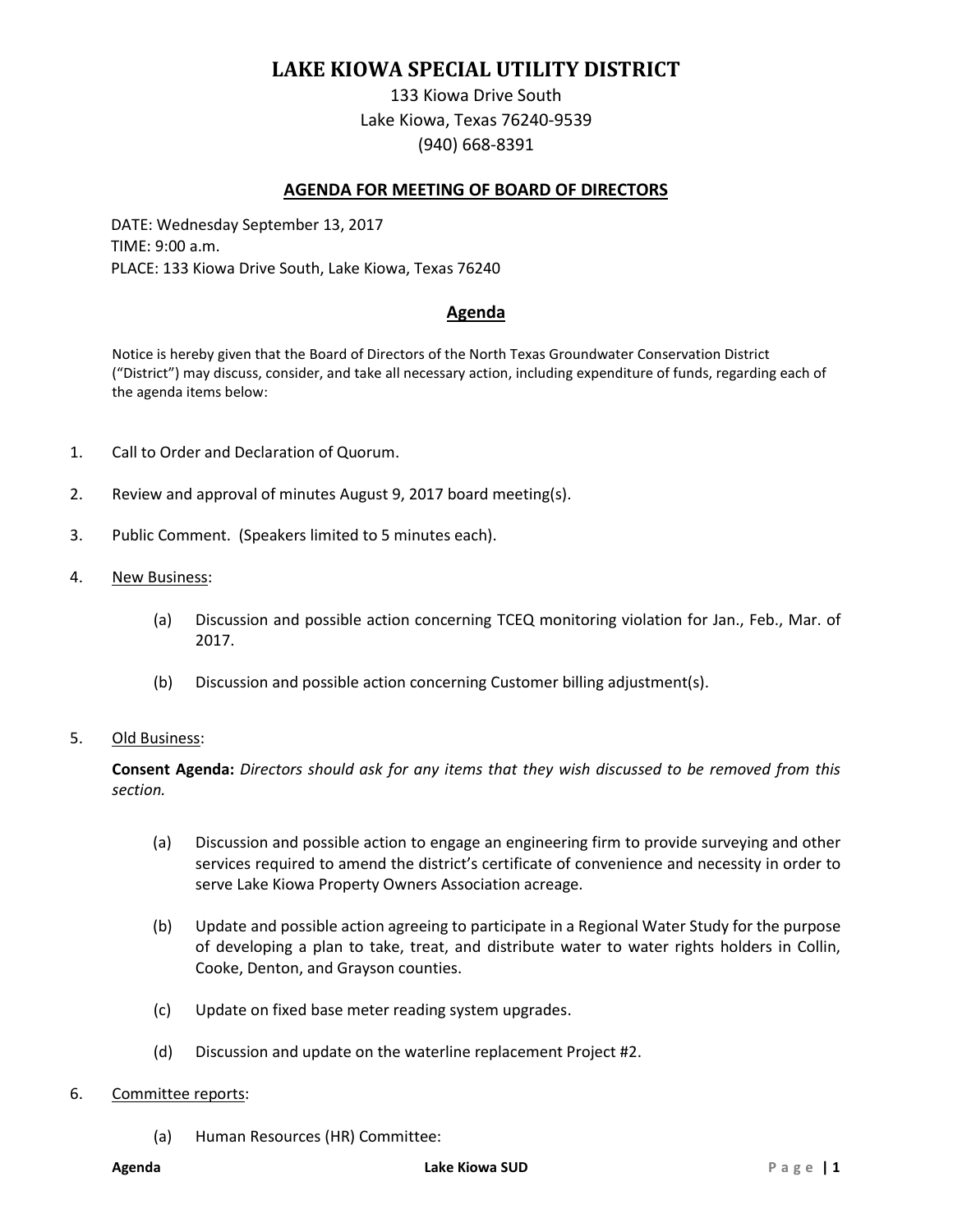# LAKE KIOWA SPECIAL UTILITY DISTRICT

133 Kiowa Drive South
Lake Kiowa, Texas 76240-9539
(940) 668-8391

## AGENDA FOR MEETING OF BOARD OF DIRECTORS

DATE: Wednesday September 13, 2017
TIME: 9:00 a.m.
PLACE: 133 Kiowa Drive South, Lake Kiowa, Texas 76240

## Agenda

Notice is hereby given that the Board of Directors of the North Texas Groundwater Conservation District ("District") may discuss, consider, and take all necessary action, including expenditure of funds, regarding each of the agenda items below:

1. Call to Order and Declaration of Quorum.

2. Review and approval of minutes August 9, 2017 board meeting(s).

3. Public Comment. (Speakers limited to 5 minutes each).

4. New Business:

   (a) Discussion and possible action concerning TCEQ monitoring violation for Jan., Feb., Mar. of 2017.

   (b) Discussion and possible action concerning Customer billing adjustment(s).

5. Old Business:

   **Consent Agenda:** *Directors should ask for any items that they wish discussed to be removed from this section.*

   (a) Discussion and possible action to engage an engineering firm to provide surveying and other services required to amend the district's certificate of convenience and necessity in order to serve Lake Kiowa Property Owners Association acreage.

   (b) Update and possible action agreeing to participate in a Regional Water Study for the purpose of developing a plan to take, treat, and distribute water to water rights holders in Collin, Cooke, Denton, and Grayson counties.

   (c) Update on fixed base meter reading system upgrades.

   (d) Discussion and update on the waterline replacement Project #2.

6. Committee reports:

   (a) Human Resources (HR) Committee: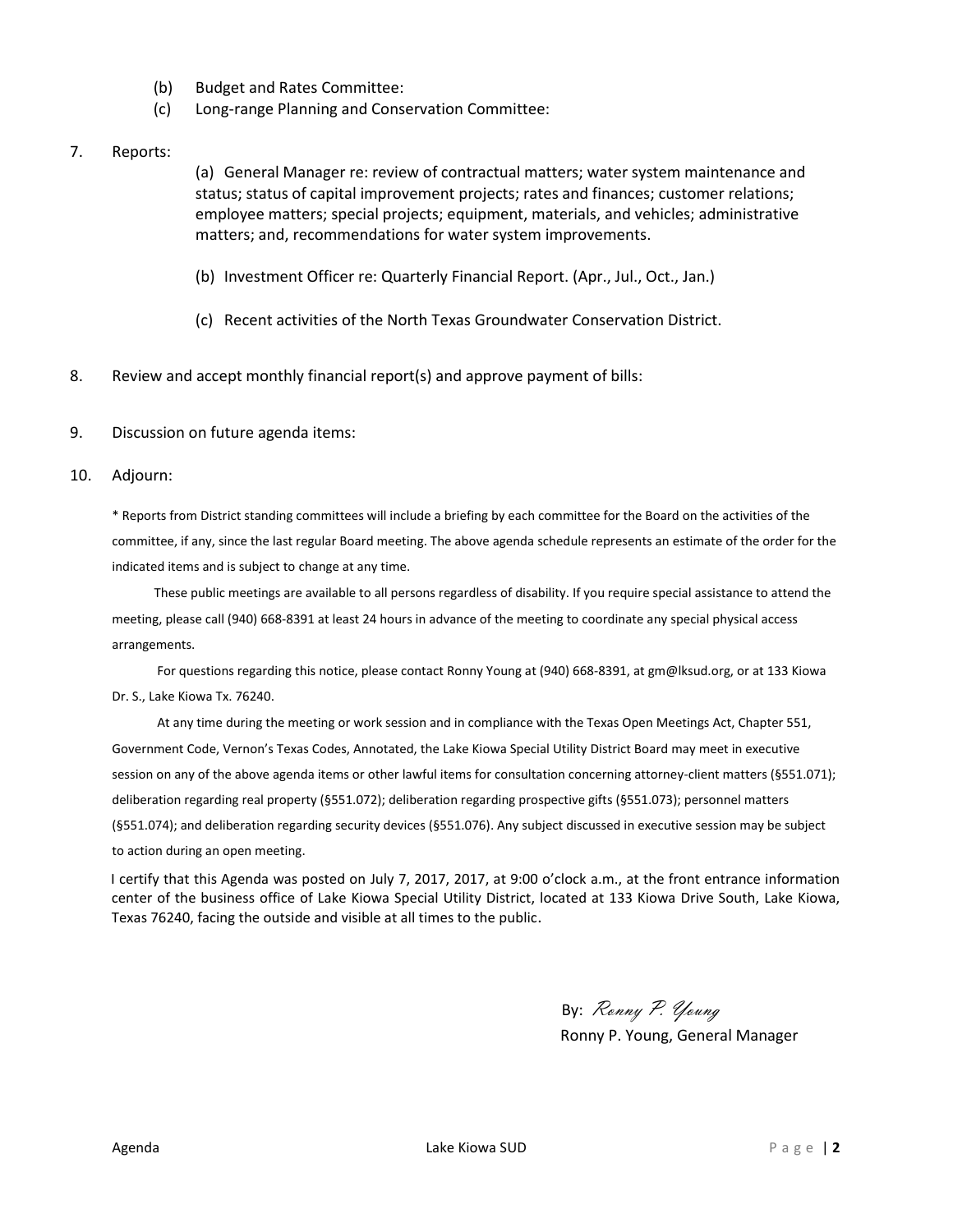(b) Budget and Rates Committee:
(c) Long-range Planning and Conservation Committee:

7. Reports:

   (a) General Manager re: review of contractual matters; water system maintenance and status; status of capital improvement projects; rates and finances; customer relations; employee matters; special projects; equipment, materials, and vehicles; administrative matters; and, recommendations for water system improvements.

   (b) Investment Officer re: Quarterly Financial Report. (Apr., Jul., Oct., Jan.)

   (c) Recent activities of the North Texas Groundwater Conservation District.

8. Review and accept monthly financial report(s) and approve payment of bills:

9. Discussion on future agenda items:

10. Adjourn:

* Reports from District standing committees will include a briefing by each committee for the Board on the activities of the committee, if any, since the last regular Board meeting. The above agenda schedule represents an estimate of the order for the indicated items and is subject to change at any time.

These public meetings are available to all persons regardless of disability. If you require special assistance to attend the meeting, please call (940) 668-8391 at least 24 hours in advance of the meeting to coordinate any special physical access arrangements.

For questions regarding this notice, please contact Ronny Young at (940) 668-8391, at gm@lksud.org, or at 133 Kiowa Dr. S., Lake Kiowa Tx. 76240.

At any time during the meeting or work session and in compliance with the Texas Open Meetings Act, Chapter 551, Government Code, Vernon's Texas Codes, Annotated, the Lake Kiowa Special Utility District Board may meet in executive session on any of the above agenda items or other lawful items for consultation concerning attorney-client matters (§551.071); deliberation regarding real property (§551.072); deliberation regarding prospective gifts (§551.073); personnel matters (§551.074); and deliberation regarding security devices (§551.076). Any subject discussed in executive session may be subject to action during an open meeting.

I certify that this Agenda was posted on July 7, 2017, 2017, at 9:00 o'clock a.m., at the front entrance information center of the business office of Lake Kiowa Special Utility District, located at 133 Kiowa Drive South, Lake Kiowa, Texas 76240, facing the outside and visible at all times to the public.

By: *Ronny P. Young*
Ronny P. Young, General Manager